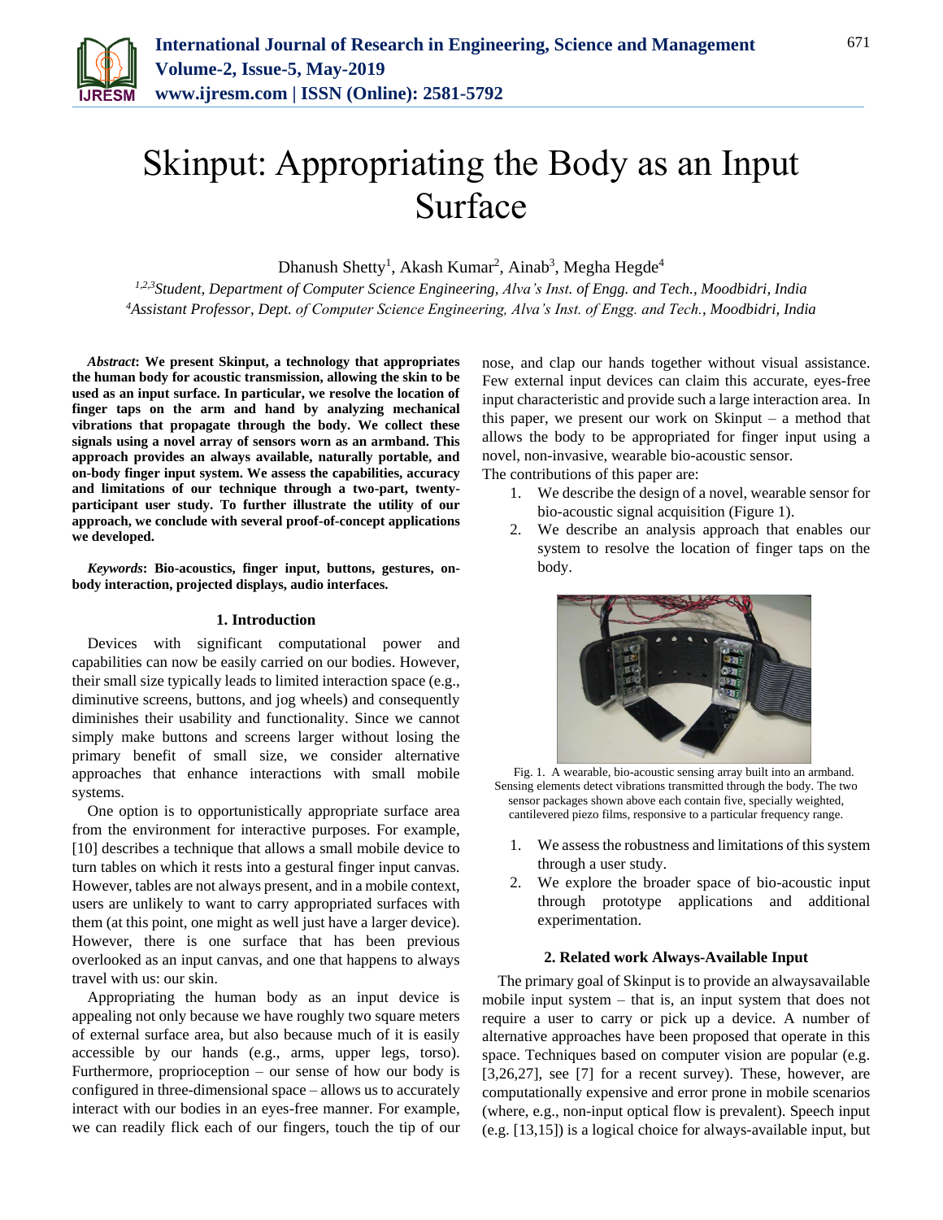# Skinput: Appropriating the Body as an Input Surface

Dhanush Shetty[1], Akash Kumar[2], Ainab[3], Megha Hegde[4]

[1,2,3]*Student, Department of Computer Science Engineering, Alva's Inst. of Engg. and Tech., Moodbidri, India*
[4]*Assistant Professor, Dept. of Computer Science Engineering, Alva's Inst. of Engg. and Tech., Moodbidri, India*

***Abstract*: We present Skinput, a technology that appropriates the human body for acoustic transmission, allowing the skin to be used as an input surface. In particular, we resolve the location of finger taps on the arm and hand by analyzing mechanical vibrations that propagate through the body. We collect these signals using a novel array of sensors worn as an armband. This approach provides an always available, naturally portable, and on-body finger input system. We assess the capabilities, accuracy and limitations of our technique through a two-part, twenty-participant user study. To further illustrate the utility of our approach, we conclude with several proof-of-concept applications we developed.**

***Keywords*: Bio-acoustics, finger input, buttons, gestures, on-body interaction, projected displays, audio interfaces.**

## 1. Introduction

Devices with significant computational power and capabilities can now be easily carried on our bodies. However, their small size typically leads to limited interaction space (e.g., diminutive screens, buttons, and jog wheels) and consequently diminishes their usability and functionality. Since we cannot simply make buttons and screens larger without losing the primary benefit of small size, we consider alternative approaches that enhance interactions with small mobile systems.

One option is to opportunistically appropriate surface area from the environment for interactive purposes. For example, [10] describes a technique that allows a small mobile device to turn tables on which it rests into a gestural finger input canvas. However, tables are not always present, and in a mobile context, users are unlikely to want to carry appropriated surfaces with them (at this point, one might as well just have a larger device). However, there is one surface that has been previous overlooked as an input canvas, and one that happens to always travel with us: our skin.

Appropriating the human body as an input device is appealing not only because we have roughly two square meters of external surface area, but also because much of it is easily accessible by our hands (e.g., arms, upper legs, torso). Furthermore, proprioception – our sense of how our body is configured in three-dimensional space – allows us to accurately interact with our bodies in an eyes-free manner. For example, we can readily flick each of our fingers, touch the tip of our nose, and clap our hands together without visual assistance. Few external input devices can claim this accurate, eyes-free input characteristic and provide such a large interaction area. In this paper, we present our work on Skinput – a method that allows the body to be appropriated for finger input using a novel, non-invasive, wearable bio-acoustic sensor.

The contributions of this paper are:

1. We describe the design of a novel, wearable sensor for bio-acoustic signal acquisition (Figure 1).
2. We describe an analysis approach that enables our system to resolve the location of finger taps on the body.

Fig. 1. A wearable, bio-acoustic sensing array built into an armband. Sensing elements detect vibrations transmitted through the body. The two sensor packages shown above each contain five, specially weighted, cantilevered piezo films, responsive to a particular frequency range.

1. We assess the robustness and limitations of this system through a user study.
2. We explore the broader space of bio-acoustic input through prototype applications and additional experimentation.

## 2. Related work Always-Available Input

The primary goal of Skinput is to provide an alwaysavailable mobile input system – that is, an input system that does not require a user to carry or pick up a device. A number of alternative approaches have been proposed that operate in this space. Techniques based on computer vision are popular (e.g. [3,26,27], see [7] for a recent survey). These, however, are computationally expensive and error prone in mobile scenarios (where, e.g., non-input optical flow is prevalent). Speech input (e.g. [13,15]) is a logical choice for always-available input, but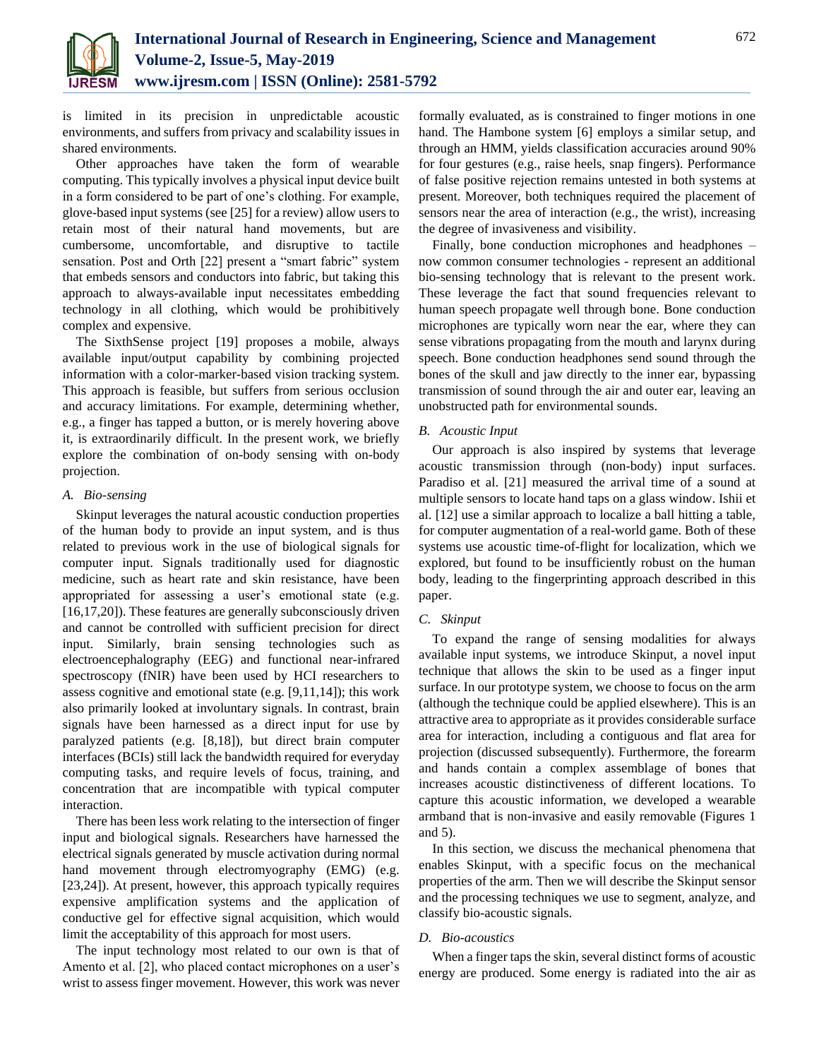is limited in its precision in unpredictable acoustic environments, and suffers from privacy and scalability issues in shared environments.

Other approaches have taken the form of wearable computing. This typically involves a physical input device built in a form considered to be part of one's clothing. For example, glove-based input systems (see [25] for a review) allow users to retain most of their natural hand movements, but are cumbersome, uncomfortable, and disruptive to tactile sensation. Post and Orth [22] present a "smart fabric" system that embeds sensors and conductors into fabric, but taking this approach to always-available input necessitates embedding technology in all clothing, which would be prohibitively complex and expensive.

The SixthSense project [19] proposes a mobile, always available input/output capability by combining projected information with a color-marker-based vision tracking system. This approach is feasible, but suffers from serious occlusion and accuracy limitations. For example, determining whether, e.g., a finger has tapped a button, or is merely hovering above it, is extraordinarily difficult. In the present work, we briefly explore the combination of on-body sensing with on-body projection.

### *A. Bio-sensing*

Skinput leverages the natural acoustic conduction properties of the human body to provide an input system, and is thus related to previous work in the use of biological signals for computer input. Signals traditionally used for diagnostic medicine, such as heart rate and skin resistance, have been appropriated for assessing a user's emotional state (e.g. [16,17,20]). These features are generally subconsciously driven and cannot be controlled with sufficient precision for direct input. Similarly, brain sensing technologies such as electroencephalography (EEG) and functional near-infrared spectroscopy (fNIR) have been used by HCI researchers to assess cognitive and emotional state (e.g. [9,11,14]); this work also primarily looked at involuntary signals. In contrast, brain signals have been harnessed as a direct input for use by paralyzed patients (e.g. [8,18]), but direct brain computer interfaces (BCIs) still lack the bandwidth required for everyday computing tasks, and require levels of focus, training, and concentration that are incompatible with typical computer interaction.

There has been less work relating to the intersection of finger input and biological signals. Researchers have harnessed the electrical signals generated by muscle activation during normal hand movement through electromyography (EMG) (e.g. [23,24]). At present, however, this approach typically requires expensive amplification systems and the application of conductive gel for effective signal acquisition, which would limit the acceptability of this approach for most users.

The input technology most related to our own is that of Amento et al. [2], who placed contact microphones on a user's wrist to assess finger movement. However, this work was never formally evaluated, as is constrained to finger motions in one hand. The Hambone system [6] employs a similar setup, and through an HMM, yields classification accuracies around 90% for four gestures (e.g., raise heels, snap fingers). Performance of false positive rejection remains untested in both systems at present. Moreover, both techniques required the placement of sensors near the area of interaction (e.g., the wrist), increasing the degree of invasiveness and visibility.

Finally, bone conduction microphones and headphones – now common consumer technologies - represent an additional bio-sensing technology that is relevant to the present work. These leverage the fact that sound frequencies relevant to human speech propagate well through bone. Bone conduction microphones are typically worn near the ear, where they can sense vibrations propagating from the mouth and larynx during speech. Bone conduction headphones send sound through the bones of the skull and jaw directly to the inner ear, bypassing transmission of sound through the air and outer ear, leaving an unobstructed path for environmental sounds.

### *B. Acoustic Input*

Our approach is also inspired by systems that leverage acoustic transmission through (non-body) input surfaces. Paradiso et al. [21] measured the arrival time of a sound at multiple sensors to locate hand taps on a glass window. Ishii et al. [12] use a similar approach to localize a ball hitting a table, for computer augmentation of a real-world game. Both of these systems use acoustic time-of-flight for localization, which we explored, but found to be insufficiently robust on the human body, leading to the fingerprinting approach described in this paper.

### *C. Skinput*

To expand the range of sensing modalities for always available input systems, we introduce Skinput, a novel input technique that allows the skin to be used as a finger input surface. In our prototype system, we choose to focus on the arm (although the technique could be applied elsewhere). This is an attractive area to appropriate as it provides considerable surface area for interaction, including a contiguous and flat area for projection (discussed subsequently). Furthermore, the forearm and hands contain a complex assemblage of bones that increases acoustic distinctiveness of different locations. To capture this acoustic information, we developed a wearable armband that is non-invasive and easily removable (Figures 1 and 5).

In this section, we discuss the mechanical phenomena that enables Skinput, with a specific focus on the mechanical properties of the arm. Then we will describe the Skinput sensor and the processing techniques we use to segment, analyze, and classify bio-acoustic signals.

### *D. Bio-acoustics*

When a finger taps the skin, several distinct forms of acoustic energy are produced. Some energy is radiated into the air as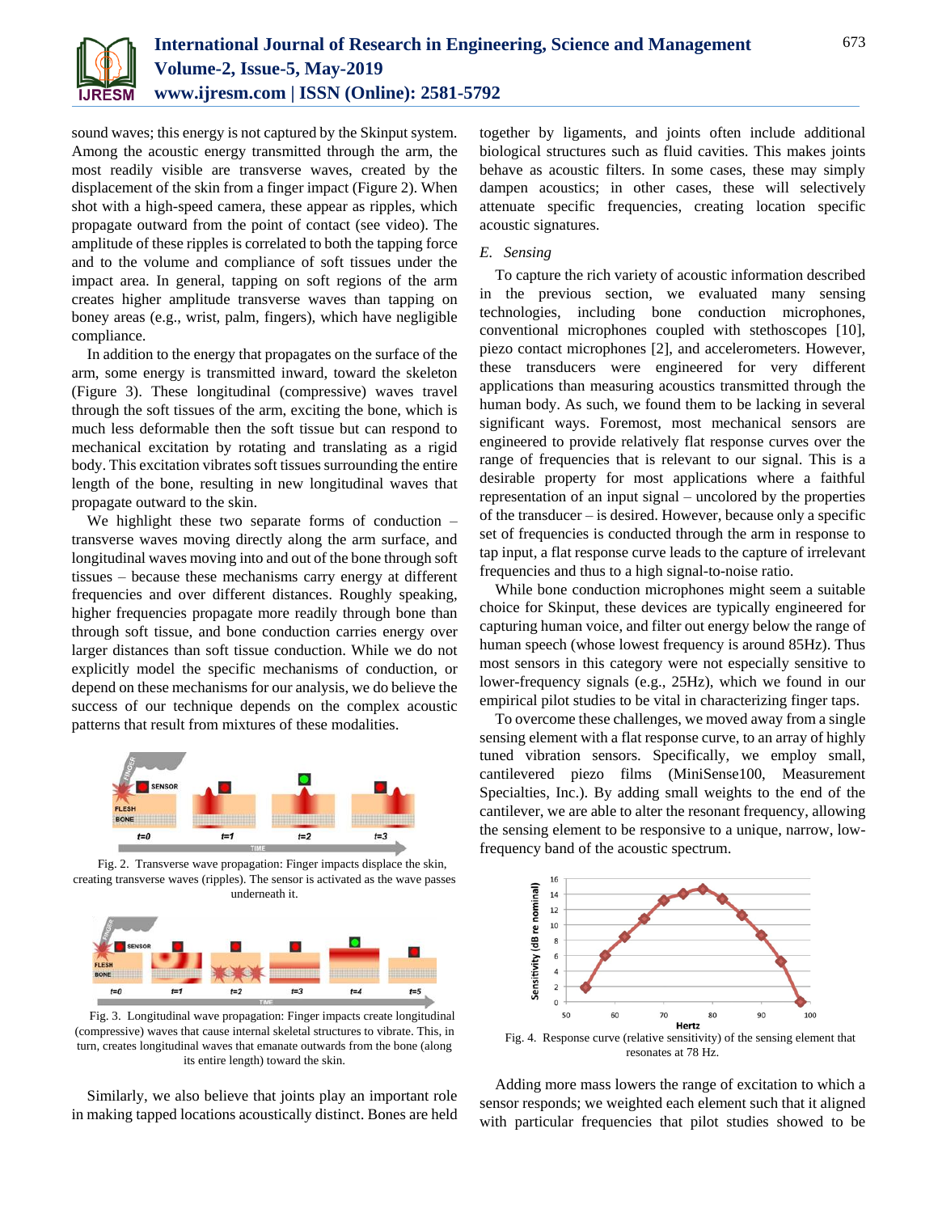sound waves; this energy is not captured by the Skinput system. Among the acoustic energy transmitted through the arm, the most readily visible are transverse waves, created by the displacement of the skin from a finger impact (Figure 2). When shot with a high-speed camera, these appear as ripples, which propagate outward from the point of contact (see video). The amplitude of these ripples is correlated to both the tapping force and to the volume and compliance of soft tissues under the impact area. In general, tapping on soft regions of the arm creates higher amplitude transverse waves than tapping on boney areas (e.g., wrist, palm, fingers), which have negligible compliance.

In addition to the energy that propagates on the surface of the arm, some energy is transmitted inward, toward the skeleton (Figure 3). These longitudinal (compressive) waves travel through the soft tissues of the arm, exciting the bone, which is much less deformable then the soft tissue but can respond to mechanical excitation by rotating and translating as a rigid body. This excitation vibrates soft tissues surrounding the entire length of the bone, resulting in new longitudinal waves that propagate outward to the skin.

We highlight these two separate forms of conduction – transverse waves moving directly along the arm surface, and longitudinal waves moving into and out of the bone through soft tissues – because these mechanisms carry energy at different frequencies and over different distances. Roughly speaking, higher frequencies propagate more readily through bone than through soft tissue, and bone conduction carries energy over larger distances than soft tissue conduction. While we do not explicitly model the specific mechanisms of conduction, or depend on these mechanisms for our analysis, we do believe the success of our technique depends on the complex acoustic patterns that result from mixtures of these modalities.

Fig. 2. Transverse wave propagation: Finger impacts displace the skin, creating transverse waves (ripples). The sensor is activated as the wave passes underneath it.

Fig. 3. Longitudinal wave propagation: Finger impacts create longitudinal (compressive) waves that cause internal skeletal structures to vibrate. This, in turn, creates longitudinal waves that emanate outwards from the bone (along its entire length) toward the skin.

Similarly, we also believe that joints play an important role in making tapped locations acoustically distinct. Bones are held together by ligaments, and joints often include additional biological structures such as fluid cavities. This makes joints behave as acoustic filters. In some cases, these may simply dampen acoustics; in other cases, these will selectively attenuate specific frequencies, creating location specific acoustic signatures.

### E. Sensing

To capture the rich variety of acoustic information described in the previous section, we evaluated many sensing technologies, including bone conduction microphones, conventional microphones coupled with stethoscopes [10], piezo contact microphones [2], and accelerometers. However, these transducers were engineered for very different applications than measuring acoustics transmitted through the human body. As such, we found them to be lacking in several significant ways. Foremost, most mechanical sensors are engineered to provide relatively flat response curves over the range of frequencies that is relevant to our signal. This is a desirable property for most applications where a faithful representation of an input signal – uncolored by the properties of the transducer – is desired. However, because only a specific set of frequencies is conducted through the arm in response to tap input, a flat response curve leads to the capture of irrelevant frequencies and thus to a high signal-to-noise ratio.

While bone conduction microphones might seem a suitable choice for Skinput, these devices are typically engineered for capturing human voice, and filter out energy below the range of human speech (whose lowest frequency is around 85Hz). Thus most sensors in this category were not especially sensitive to lower-frequency signals (e.g., 25Hz), which we found in our empirical pilot studies to be vital in characterizing finger taps.

To overcome these challenges, we moved away from a single sensing element with a flat response curve, to an array of highly tuned vibration sensors. Specifically, we employ small, cantilevered piezo films (MiniSense100, Measurement Specialties, Inc.). By adding small weights to the end of the cantilever, we are able to alter the resonant frequency, allowing the sensing element to be responsive to a unique, narrow, low-frequency band of the acoustic spectrum.

Fig. 4. Response curve (relative sensitivity) of the sensing element that resonates at 78 Hz.

Adding more mass lowers the range of excitation to which a sensor responds; we weighted each element such that it aligned with particular frequencies that pilot studies showed to be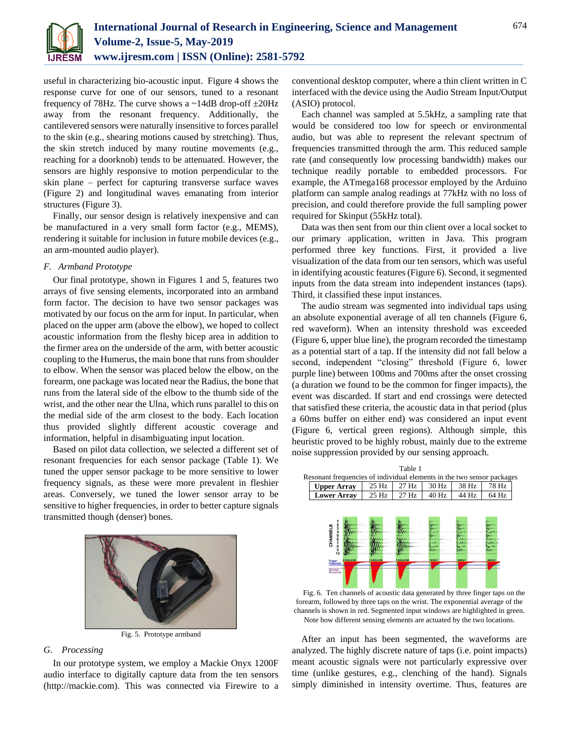useful in characterizing bio-acoustic input. Figure 4 shows the response curve for one of our sensors, tuned to a resonant frequency of 78Hz. The curve shows a ~14dB drop-off ±20Hz away from the resonant frequency. Additionally, the cantilevered sensors were naturally insensitive to forces parallel to the skin (e.g., shearing motions caused by stretching). Thus, the skin stretch induced by many routine movements (e.g., reaching for a doorknob) tends to be attenuated. However, the sensors are highly responsive to motion perpendicular to the skin plane – perfect for capturing transverse surface waves (Figure 2) and longitudinal waves emanating from interior structures (Figure 3).

Finally, our sensor design is relatively inexpensive and can be manufactured in a very small form factor (e.g., MEMS), rendering it suitable for inclusion in future mobile devices (e.g., an arm-mounted audio player).

### *F. Armband Prototype*

Our final prototype, shown in Figures 1 and 5, features two arrays of five sensing elements, incorporated into an armband form factor. The decision to have two sensor packages was motivated by our focus on the arm for input. In particular, when placed on the upper arm (above the elbow), we hoped to collect acoustic information from the fleshy bicep area in addition to the firmer area on the underside of the arm, with better acoustic coupling to the Humerus, the main bone that runs from shoulder to elbow. When the sensor was placed below the elbow, on the forearm, one package was located near the Radius, the bone that runs from the lateral side of the elbow to the thumb side of the wrist, and the other near the Ulna, which runs parallel to this on the medial side of the arm closest to the body. Each location thus provided slightly different acoustic coverage and information, helpful in disambiguating input location.

Based on pilot data collection, we selected a different set of resonant frequencies for each sensor package (Table 1). We tuned the upper sensor package to be more sensitive to lower frequency signals, as these were more prevalent in fleshier areas. Conversely, we tuned the lower sensor array to be sensitive to higher frequencies, in order to better capture signals transmitted though (denser) bones.

Fig. 5. Prototype armband

### *G. Processing*

In our prototype system, we employ a Mackie Onyx 1200F audio interface to digitally capture data from the ten sensors (http://mackie.com). This was connected via Firewire to a conventional desktop computer, where a thin client written in C interfaced with the device using the Audio Stream Input/Output (ASIO) protocol.

Each channel was sampled at 5.5kHz, a sampling rate that would be considered too low for speech or environmental audio, but was able to represent the relevant spectrum of frequencies transmitted through the arm. This reduced sample rate (and consequently low processing bandwidth) makes our technique readily portable to embedded processors. For example, the ATmega168 processor employed by the Arduino platform can sample analog readings at 77kHz with no loss of precision, and could therefore provide the full sampling power required for Skinput (55kHz total).

Data was then sent from our thin client over a local socket to our primary application, written in Java. This program performed three key functions. First, it provided a live visualization of the data from our ten sensors, which was useful in identifying acoustic features (Figure 6). Second, it segmented inputs from the data stream into independent instances (taps). Third, it classified these input instances.

The audio stream was segmented into individual taps using an absolute exponential average of all ten channels (Figure 6, red waveform). When an intensity threshold was exceeded (Figure 6, upper blue line), the program recorded the timestamp as a potential start of a tap. If the intensity did not fall below a second, independent "closing" threshold (Figure 6, lower purple line) between 100ms and 700ms after the onset crossing (a duration we found to be the common for finger impacts), the event was discarded. If start and end crossings were detected that satisfied these criteria, the acoustic data in that period (plus a 60ms buffer on either end) was considered an input event (Figure 6, vertical green regions). Although simple, this heuristic proved to be highly robust, mainly due to the extreme noise suppression provided by our sensing approach.

Table 1
Resonant frequencies of individual elements in the two sensor packages

| | | | | | |
|---|---|---|---|---|---|
| **Upper Array** | 25 Hz | 27 Hz | 30 Hz | 38 Hz | 78 Hz |
| **Lower Array** | 25 Hz | 27 Hz | 40 Hz | 44 Hz | 64 Hz |

Fig. 6. Ten channels of acoustic data generated by three finger taps on the forearm, followed by three taps on the wrist. The exponential average of the channels is shown in red. Segmented input windows are highlighted in green. Note how different sensing elements are actuated by the two locations.

After an input has been segmented, the waveforms are analyzed. The highly discrete nature of taps (i.e. point impacts) meant acoustic signals were not particularly expressive over time (unlike gestures, e.g., clenching of the hand). Signals simply diminished in intensity overtime. Thus, features are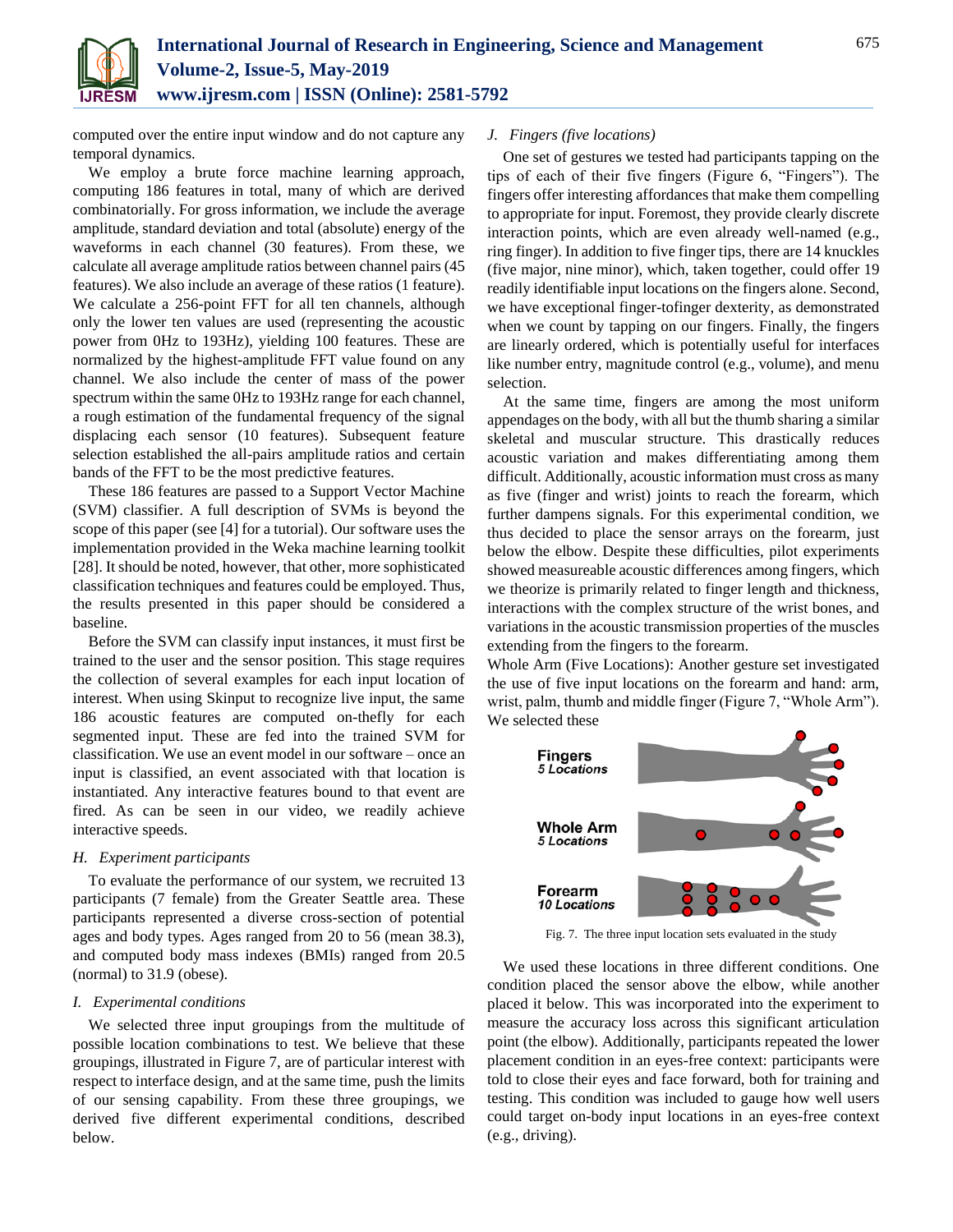computed over the entire input window and do not capture any temporal dynamics.

We employ a brute force machine learning approach, computing 186 features in total, many of which are derived combinatorially. For gross information, we include the average amplitude, standard deviation and total (absolute) energy of the waveforms in each channel (30 features). From these, we calculate all average amplitude ratios between channel pairs (45 features). We also include an average of these ratios (1 feature). We calculate a 256-point FFT for all ten channels, although only the lower ten values are used (representing the acoustic power from 0Hz to 193Hz), yielding 100 features. These are normalized by the highest-amplitude FFT value found on any channel. We also include the center of mass of the power spectrum within the same 0Hz to 193Hz range for each channel, a rough estimation of the fundamental frequency of the signal displacing each sensor (10 features). Subsequent feature selection established the all-pairs amplitude ratios and certain bands of the FFT to be the most predictive features.

These 186 features are passed to a Support Vector Machine (SVM) classifier. A full description of SVMs is beyond the scope of this paper (see [4] for a tutorial). Our software uses the implementation provided in the Weka machine learning toolkit [28]. It should be noted, however, that other, more sophisticated classification techniques and features could be employed. Thus, the results presented in this paper should be considered a baseline.

Before the SVM can classify input instances, it must first be trained to the user and the sensor position. This stage requires the collection of several examples for each input location of interest. When using Skinput to recognize live input, the same 186 acoustic features are computed on-thefly for each segmented input. These are fed into the trained SVM for classification. We use an event model in our software – once an input is classified, an event associated with that location is instantiated. Any interactive features bound to that event are fired. As can be seen in our video, we readily achieve interactive speeds.

### *H. Experiment participants*

To evaluate the performance of our system, we recruited 13 participants (7 female) from the Greater Seattle area. These participants represented a diverse cross-section of potential ages and body types. Ages ranged from 20 to 56 (mean 38.3), and computed body mass indexes (BMIs) ranged from 20.5 (normal) to 31.9 (obese).

### *I. Experimental conditions*

We selected three input groupings from the multitude of possible location combinations to test. We believe that these groupings, illustrated in Figure 7, are of particular interest with respect to interface design, and at the same time, push the limits of our sensing capability. From these three groupings, we derived five different experimental conditions, described below.

### *J. Fingers (five locations)*

One set of gestures we tested had participants tapping on the tips of each of their five fingers (Figure 6, "Fingers"). The fingers offer interesting affordances that make them compelling to appropriate for input. Foremost, they provide clearly discrete interaction points, which are even already well-named (e.g., ring finger). In addition to five finger tips, there are 14 knuckles (five major, nine minor), which, taken together, could offer 19 readily identifiable input locations on the fingers alone. Second, we have exceptional finger-tofinger dexterity, as demonstrated when we count by tapping on our fingers. Finally, the fingers are linearly ordered, which is potentially useful for interfaces like number entry, magnitude control (e.g., volume), and menu selection.

At the same time, fingers are among the most uniform appendages on the body, with all but the thumb sharing a similar skeletal and muscular structure. This drastically reduces acoustic variation and makes differentiating among them difficult. Additionally, acoustic information must cross as many as five (finger and wrist) joints to reach the forearm, which further dampens signals. For this experimental condition, we thus decided to place the sensor arrays on the forearm, just below the elbow. Despite these difficulties, pilot experiments showed measureable acoustic differences among fingers, which we theorize is primarily related to finger length and thickness, interactions with the complex structure of the wrist bones, and variations in the acoustic transmission properties of the muscles extending from the fingers to the forearm.

Whole Arm (Five Locations): Another gesture set investigated the use of five input locations on the forearm and hand: arm, wrist, palm, thumb and middle finger (Figure 7, "Whole Arm"). We selected these

**Fingers** *5 Locations*

**Whole Arm** *5 Locations*

**Forearm** *10 Locations*

Fig. 7. The three input location sets evaluated in the study

We used these locations in three different conditions. One condition placed the sensor above the elbow, while another placed it below. This was incorporated into the experiment to measure the accuracy loss across this significant articulation point (the elbow). Additionally, participants repeated the lower placement condition in an eyes-free context: participants were told to close their eyes and face forward, both for training and testing. This condition was included to gauge how well users could target on-body input locations in an eyes-free context (e.g., driving).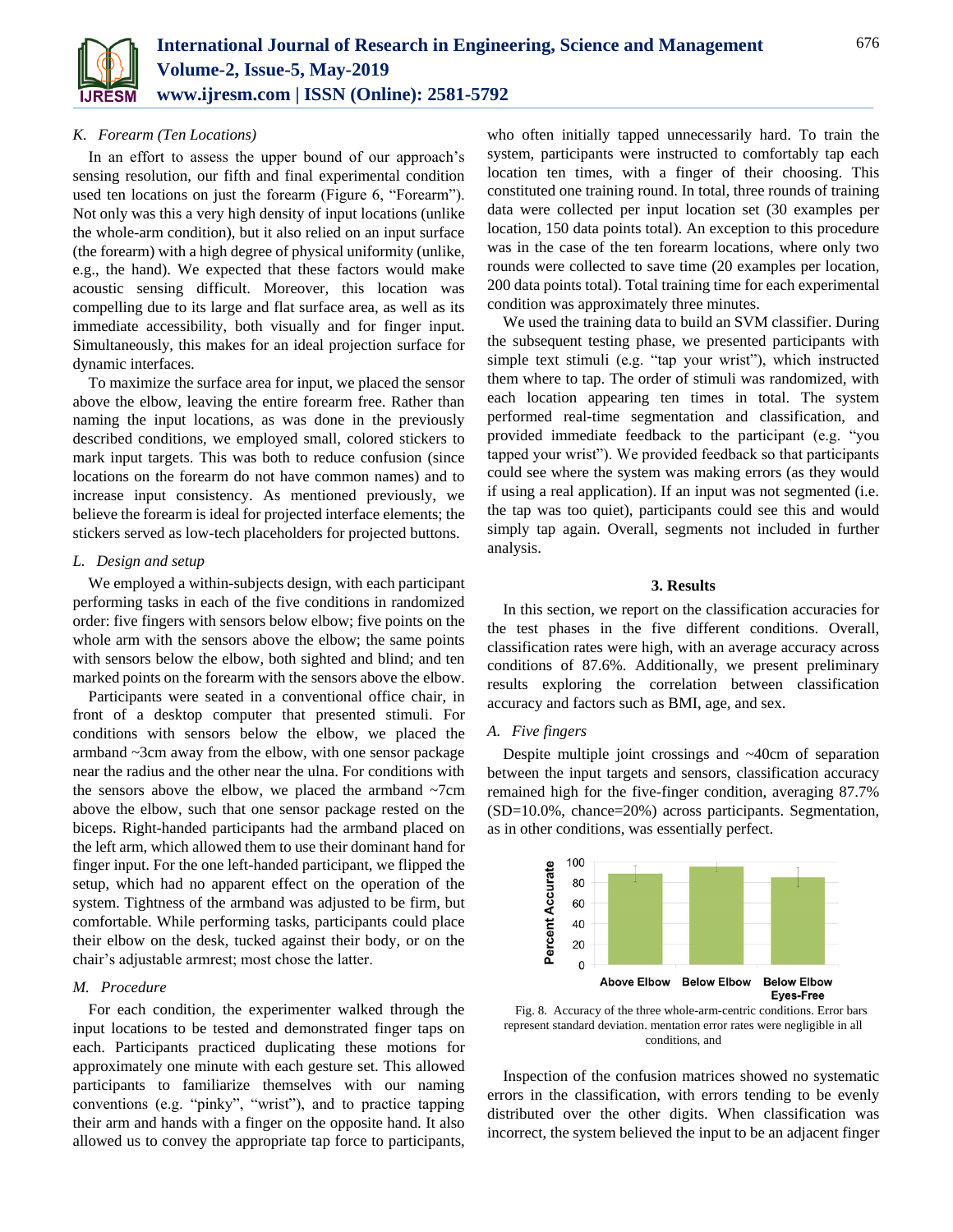### K. Forearm (Ten Locations)

In an effort to assess the upper bound of our approach's sensing resolution, our fifth and final experimental condition used ten locations on just the forearm (Figure 6, "Forearm"). Not only was this a very high density of input locations (unlike the whole-arm condition), but it also relied on an input surface (the forearm) with a high degree of physical uniformity (unlike, e.g., the hand). We expected that these factors would make acoustic sensing difficult. Moreover, this location was compelling due to its large and flat surface area, as well as its immediate accessibility, both visually and for finger input. Simultaneously, this makes for an ideal projection surface for dynamic interfaces.

To maximize the surface area for input, we placed the sensor above the elbow, leaving the entire forearm free. Rather than naming the input locations, as was done in the previously described conditions, we employed small, colored stickers to mark input targets. This was both to reduce confusion (since locations on the forearm do not have common names) and to increase input consistency. As mentioned previously, we believe the forearm is ideal for projected interface elements; the stickers served as low-tech placeholders for projected buttons.

### L. Design and setup

We employed a within-subjects design, with each participant performing tasks in each of the five conditions in randomized order: five fingers with sensors below elbow; five points on the whole arm with the sensors above the elbow; the same points with sensors below the elbow, both sighted and blind; and ten marked points on the forearm with the sensors above the elbow.

Participants were seated in a conventional office chair, in front of a desktop computer that presented stimuli. For conditions with sensors below the elbow, we placed the armband ~3cm away from the elbow, with one sensor package near the radius and the other near the ulna. For conditions with the sensors above the elbow, we placed the armband ~7cm above the elbow, such that one sensor package rested on the biceps. Right-handed participants had the armband placed on the left arm, which allowed them to use their dominant hand for finger input. For the one left-handed participant, we flipped the setup, which had no apparent effect on the operation of the system. Tightness of the armband was adjusted to be firm, but comfortable. While performing tasks, participants could place their elbow on the desk, tucked against their body, or on the chair's adjustable armrest; most chose the latter.

### M. Procedure

For each condition, the experimenter walked through the input locations to be tested and demonstrated finger taps on each. Participants practiced duplicating these motions for approximately one minute with each gesture set. This allowed participants to familiarize themselves with our naming conventions (e.g. "pinky", "wrist"), and to practice tapping their arm and hands with a finger on the opposite hand. It also allowed us to convey the appropriate tap force to participants, who often initially tapped unnecessarily hard. To train the system, participants were instructed to comfortably tap each location ten times, with a finger of their choosing. This constituted one training round. In total, three rounds of training data were collected per input location set (30 examples per location, 150 data points total). An exception to this procedure was in the case of the ten forearm locations, where only two rounds were collected to save time (20 examples per location, 200 data points total). Total training time for each experimental condition was approximately three minutes.

We used the training data to build an SVM classifier. During the subsequent testing phase, we presented participants with simple text stimuli (e.g. "tap your wrist"), which instructed them where to tap. The order of stimuli was randomized, with each location appearing ten times in total. The system performed real-time segmentation and classification, and provided immediate feedback to the participant (e.g. "you tapped your wrist"). We provided feedback so that participants could see where the system was making errors (as they would if using a real application). If an input was not segmented (i.e. the tap was too quiet), participants could see this and would simply tap again. Overall, segments not included in further analysis.

## 3. Results

In this section, we report on the classification accuracies for the test phases in the five different conditions. Overall, classification rates were high, with an average accuracy across conditions of 87.6%. Additionally, we present preliminary results exploring the correlation between classification accuracy and factors such as BMI, age, and sex.

### A. Five fingers

Despite multiple joint crossings and ~40cm of separation between the input targets and sensors, classification accuracy remained high for the five-finger condition, averaging 87.7% (SD=10.0%, chance=20%) across participants. Segmentation, as in other conditions, was essentially perfect.

Percent Accurate
100
80
60
40
20
0
Above Elbow
Below Elbow
Below Elbow Eyes-Free

Fig. 8. Accuracy of the three whole-arm-centric conditions. Error bars represent standard deviation. mentation error rates were negligible in all conditions, and

Inspection of the confusion matrices showed no systematic errors in the classification, with errors tending to be evenly distributed over the other digits. When classification was incorrect, the system believed the input to be an adjacent finger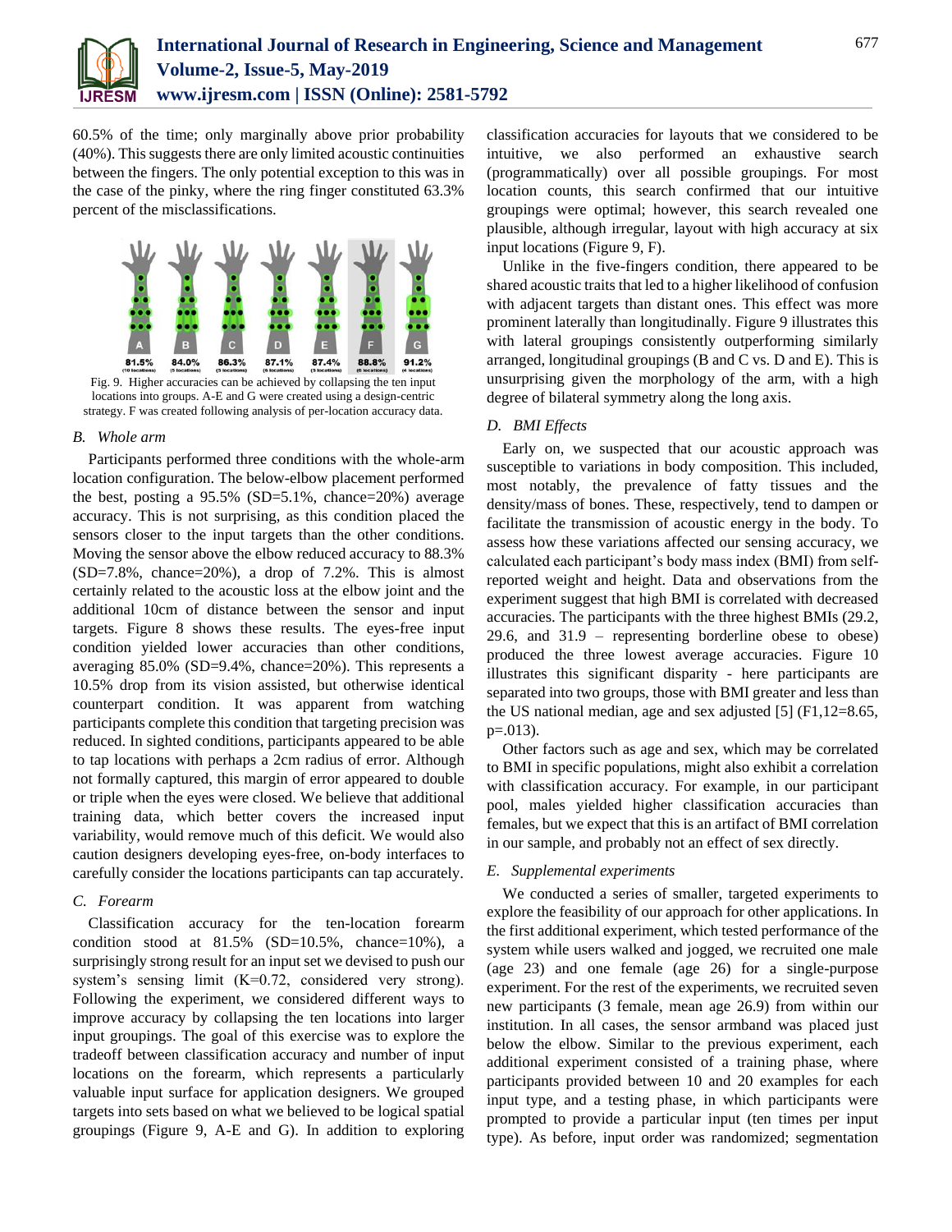60.5% of the time; only marginally above prior probability (40%). This suggests there are only limited acoustic continuities between the fingers. The only potential exception to this was in the case of the pinky, where the ring finger constituted 63.3% percent of the misclassifications.

Fig. 9. Higher accuracies can be achieved by collapsing the ten input locations into groups. A-E and G were created using a design-centric strategy. F was created following analysis of per-location accuracy data.

### B. Whole arm

Participants performed three conditions with the whole-arm location configuration. The below-elbow placement performed the best, posting a 95.5% (SD=5.1%, chance=20%) average accuracy. This is not surprising, as this condition placed the sensors closer to the input targets than the other conditions. Moving the sensor above the elbow reduced accuracy to 88.3% (SD=7.8%, chance=20%), a drop of 7.2%. This is almost certainly related to the acoustic loss at the elbow joint and the additional 10cm of distance between the sensor and input targets. Figure 8 shows these results. The eyes-free input condition yielded lower accuracies than other conditions, averaging 85.0% (SD=9.4%, chance=20%). This represents a 10.5% drop from its vision assisted, but otherwise identical counterpart condition. It was apparent from watching participants complete this condition that targeting precision was reduced. In sighted conditions, participants appeared to be able to tap locations with perhaps a 2cm radius of error. Although not formally captured, this margin of error appeared to double or triple when the eyes were closed. We believe that additional training data, which better covers the increased input variability, would remove much of this deficit. We would also caution designers developing eyes-free, on-body interfaces to carefully consider the locations participants can tap accurately.

### C. Forearm

Classification accuracy for the ten-location forearm condition stood at 81.5% (SD=10.5%, chance=10%), a surprisingly strong result for an input set we devised to push our system's sensing limit (K=0.72, considered very strong). Following the experiment, we considered different ways to improve accuracy by collapsing the ten locations into larger input groupings. The goal of this exercise was to explore the tradeoff between classification accuracy and number of input locations on the forearm, which represents a particularly valuable input surface for application designers. We grouped targets into sets based on what we believed to be logical spatial groupings (Figure 9, A-E and G). In addition to exploring classification accuracies for layouts that we considered to be intuitive, we also performed an exhaustive search (programmatically) over all possible groupings. For most location counts, this search confirmed that our intuitive groupings were optimal; however, this search revealed one plausible, although irregular, layout with high accuracy at six input locations (Figure 9, F).

Unlike in the five-fingers condition, there appeared to be shared acoustic traits that led to a higher likelihood of confusion with adjacent targets than distant ones. This effect was more prominent laterally than longitudinally. Figure 9 illustrates this with lateral groupings consistently outperforming similarly arranged, longitudinal groupings (B and C vs. D and E). This is unsurprising given the morphology of the arm, with a high degree of bilateral symmetry along the long axis.

### D. BMI Effects

Early on, we suspected that our acoustic approach was susceptible to variations in body composition. This included, most notably, the prevalence of fatty tissues and the density/mass of bones. These, respectively, tend to dampen or facilitate the transmission of acoustic energy in the body. To assess how these variations affected our sensing accuracy, we calculated each participant's body mass index (BMI) from self-reported weight and height. Data and observations from the experiment suggest that high BMI is correlated with decreased accuracies. The participants with the three highest BMIs (29.2, 29.6, and 31.9 – representing borderline obese to obese) produced the three lowest average accuracies. Figure 10 illustrates this significant disparity - here participants are separated into two groups, those with BMI greater and less than the US national median, age and sex adjusted [5] ($F_{1,12}$=8.65, p=.013).

Other factors such as age and sex, which may be correlated to BMI in specific populations, might also exhibit a correlation with classification accuracy. For example, in our participant pool, males yielded higher classification accuracies than females, but we expect that this is an artifact of BMI correlation in our sample, and probably not an effect of sex directly.

### E. Supplemental experiments

We conducted a series of smaller, targeted experiments to explore the feasibility of our approach for other applications. In the first additional experiment, which tested performance of the system while users walked and jogged, we recruited one male (age 23) and one female (age 26) for a single-purpose experiment. For the rest of the experiments, we recruited seven new participants (3 female, mean age 26.9) from within our institution. In all cases, the sensor armband was placed just below the elbow. Similar to the previous experiment, each additional experiment consisted of a training phase, where participants provided between 10 and 20 examples for each input type, and a testing phase, in which participants were prompted to provide a particular input (ten times per input type). As before, input order was randomized; segmentation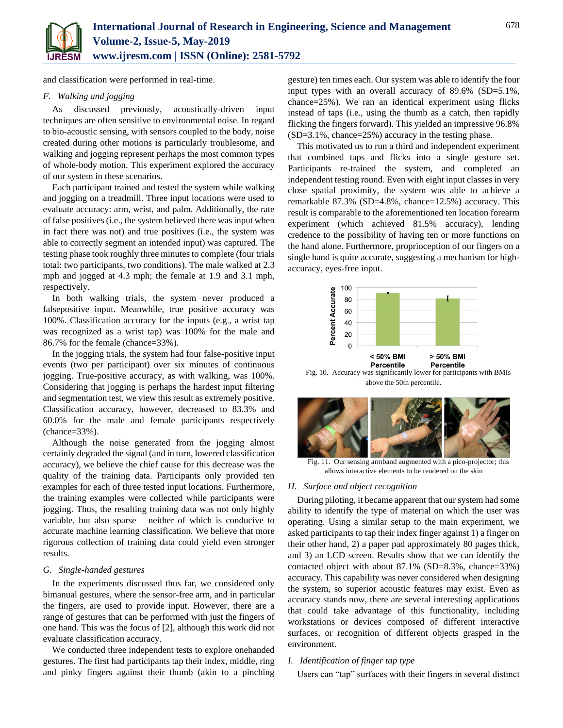and classification were performed in real-time.

### *F. Walking and jogging*

As discussed previously, acoustically-driven input techniques are often sensitive to environmental noise. In regard to bio-acoustic sensing, with sensors coupled to the body, noise created during other motions is particularly troublesome, and walking and jogging represent perhaps the most common types of whole-body motion. This experiment explored the accuracy of our system in these scenarios.

Each participant trained and tested the system while walking and jogging on a treadmill. Three input locations were used to evaluate accuracy: arm, wrist, and palm. Additionally, the rate of false positives (i.e., the system believed there was input when in fact there was not) and true positives (i.e., the system was able to correctly segment an intended input) was captured. The testing phase took roughly three minutes to complete (four trials total: two participants, two conditions). The male walked at 2.3 mph and jogged at 4.3 mph; the female at 1.9 and 3.1 mph, respectively.

In both walking trials, the system never produced a falsepositive input. Meanwhile, true positive accuracy was 100%. Classification accuracy for the inputs (e.g., a wrist tap was recognized as a wrist tap) was 100% for the male and 86.7% for the female (chance=33%).

In the jogging trials, the system had four false-positive input events (two per participant) over six minutes of continuous jogging. True-positive accuracy, as with walking, was 100%. Considering that jogging is perhaps the hardest input filtering and segmentation test, we view this result as extremely positive. Classification accuracy, however, decreased to 83.3% and 60.0% for the male and female participants respectively (chance=33%).

Although the noise generated from the jogging almost certainly degraded the signal (and in turn, lowered classification accuracy), we believe the chief cause for this decrease was the quality of the training data. Participants only provided ten examples for each of three tested input locations. Furthermore, the training examples were collected while participants were jogging. Thus, the resulting training data was not only highly variable, but also sparse – neither of which is conducive to accurate machine learning classification. We believe that more rigorous collection of training data could yield even stronger results.

### *G. Single-handed gestures*

In the experiments discussed thus far, we considered only bimanual gestures, where the sensor-free arm, and in particular the fingers, are used to provide input. However, there are a range of gestures that can be performed with just the fingers of one hand. This was the focus of [2], although this work did not evaluate classification accuracy.

We conducted three independent tests to explore onehanded gestures. The first had participants tap their index, middle, ring and pinky fingers against their thumb (akin to a pinching gesture) ten times each. Our system was able to identify the four input types with an overall accuracy of 89.6% (SD=5.1%, chance=25%). We ran an identical experiment using flicks instead of taps (i.e., using the thumb as a catch, then rapidly flicking the fingers forward). This yielded an impressive 96.8% (SD=3.1%, chance=25%) accuracy in the testing phase.

This motivated us to run a third and independent experiment that combined taps and flicks into a single gesture set. Participants re-trained the system, and completed an independent testing round. Even with eight input classes in very close spatial proximity, the system was able to achieve a remarkable 87.3% (SD=4.8%, chance=12.5%) accuracy. This result is comparable to the aforementioned ten location forearm experiment (which achieved 81.5% accuracy), lending credence to the possibility of having ten or more functions on the hand alone. Furthermore, proprioception of our fingers on a single hand is quite accurate, suggesting a mechanism for high-accuracy, eyes-free input.

Fig. 10. Accuracy was significantly lower for participants with BMIs above the 50th percentile.

Fig. 11. Our sensing armband augmented with a pico-projector; this allows interactive elements to be rendered on the skin

### *H. Surface and object recognition*

During piloting, it became apparent that our system had some ability to identify the type of material on which the user was operating. Using a similar setup to the main experiment, we asked participants to tap their index finger against 1) a finger on their other hand, 2) a paper pad approximately 80 pages thick, and 3) an LCD screen. Results show that we can identify the contacted object with about 87.1% (SD=8.3%, chance=33%) accuracy. This capability was never considered when designing the system, so superior acoustic features may exist. Even as accuracy stands now, there are several interesting applications that could take advantage of this functionality, including workstations or devices composed of different interactive surfaces, or recognition of different objects grasped in the environment.

### *I. Identification of finger tap type*

Users can "tap" surfaces with their fingers in several distinct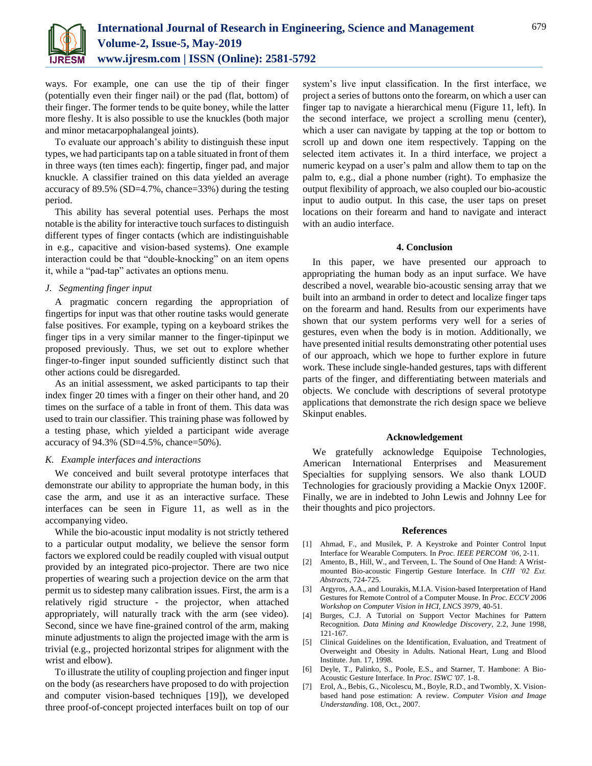ways. For example, one can use the tip of their finger (potentially even their finger nail) or the pad (flat, bottom) of their finger. The former tends to be quite boney, while the latter more fleshy. It is also possible to use the knuckles (both major and minor metacarpophalangeal joints).

To evaluate our approach's ability to distinguish these input types, we had participants tap on a table situated in front of them in three ways (ten times each): fingertip, finger pad, and major knuckle. A classifier trained on this data yielded an average accuracy of 89.5% (SD=4.7%, chance=33%) during the testing period.

This ability has several potential uses. Perhaps the most notable is the ability for interactive touch surfaces to distinguish different types of finger contacts (which are indistinguishable in e.g., capacitive and vision-based systems). One example interaction could be that "double-knocking" on an item opens it, while a "pad-tap" activates an options menu.

### *J. Segmenting finger input*

A pragmatic concern regarding the appropriation of fingertips for input was that other routine tasks would generate false positives. For example, typing on a keyboard strikes the finger tips in a very similar manner to the finger-tipinput we proposed previously. Thus, we set out to explore whether finger-to-finger input sounded sufficiently distinct such that other actions could be disregarded.

As an initial assessment, we asked participants to tap their index finger 20 times with a finger on their other hand, and 20 times on the surface of a table in front of them. This data was used to train our classifier. This training phase was followed by a testing phase, which yielded a participant wide average accuracy of 94.3% (SD=4.5%, chance=50%).

### *K. Example interfaces and interactions*

We conceived and built several prototype interfaces that demonstrate our ability to appropriate the human body, in this case the arm, and use it as an interactive surface. These interfaces can be seen in Figure 11, as well as in the accompanying video.

While the bio-acoustic input modality is not strictly tethered to a particular output modality, we believe the sensor form factors we explored could be readily coupled with visual output provided by an integrated pico-projector. There are two nice properties of wearing such a projection device on the arm that permit us to sidestep many calibration issues. First, the arm is a relatively rigid structure - the projector, when attached appropriately, will naturally track with the arm (see video). Second, since we have fine-grained control of the arm, making minute adjustments to align the projected image with the arm is trivial (e.g., projected horizontal stripes for alignment with the wrist and elbow).

To illustrate the utility of coupling projection and finger input on the body (as researchers have proposed to do with projection and computer vision-based techniques [19]), we developed three proof-of-concept projected interfaces built on top of our system's live input classification. In the first interface, we project a series of buttons onto the forearm, on which a user can finger tap to navigate a hierarchical menu (Figure 11, left). In the second interface, we project a scrolling menu (center), which a user can navigate by tapping at the top or bottom to scroll up and down one item respectively. Tapping on the selected item activates it. In a third interface, we project a numeric keypad on a user's palm and allow them to tap on the palm to, e.g., dial a phone number (right). To emphasize the output flexibility of approach, we also coupled our bio-acoustic input to audio output. In this case, the user taps on preset locations on their forearm and hand to navigate and interact with an audio interface.

## 4. Conclusion

In this paper, we have presented our approach to appropriating the human body as an input surface. We have described a novel, wearable bio-acoustic sensing array that we built into an armband in order to detect and localize finger taps on the forearm and hand. Results from our experiments have shown that our system performs very well for a series of gestures, even when the body is in motion. Additionally, we have presented initial results demonstrating other potential uses of our approach, which we hope to further explore in future work. These include single-handed gestures, taps with different parts of the finger, and differentiating between materials and objects. We conclude with descriptions of several prototype applications that demonstrate the rich design space we believe Skinput enables.

## Acknowledgement

We gratefully acknowledge Equipoise Technologies, American International Enterprises and Measurement Specialties for supplying sensors. We also thank LOUD Technologies for graciously providing a Mackie Onyx 1200F. Finally, we are in indebted to John Lewis and Johnny Lee for their thoughts and pico projectors.

## References

[1] Ahmad, F., and Musilek, P. A Keystroke and Pointer Control Input Interface for Wearable Computers. In *Proc. IEEE PERCOM '06*, 2-11.

[2] Amento, B., Hill, W., and Terveen, L. The Sound of One Hand: A Wrist-mounted Bio-acoustic Fingertip Gesture Interface. In *CHI '02 Ext. Abstracts*, 724-725.

[3] Argyros, A.A., and Lourakis, M.I.A. Vision-based Interpretation of Hand Gestures for Remote Control of a Computer Mouse. In *Proc. ECCV 2006 Workshop on Computer Vision in HCI, LNCS 3979*, 40-51.

[4] Burges, C.J. A Tutorial on Support Vector Machines for Pattern Recognition. *Data Mining and Knowledge Discovery*, 2.2, June 1998, 121-167.

[5] Clinical Guidelines on the Identification, Evaluation, and Treatment of Overweight and Obesity in Adults. National Heart, Lung and Blood Institute. Jun. 17, 1998.

[6] Deyle, T., Palinko, S., Poole, E.S., and Starner, T. Hambone: A Bio-Acoustic Gesture Interface. In *Proc. ISWC '07*. 1-8.

[7] Erol, A., Bebis, G., Nicolescu, M., Boyle, R.D., and Twombly, X. Vision-based hand pose estimation: A review. *Computer Vision and Image Understanding*. 108, Oct., 2007.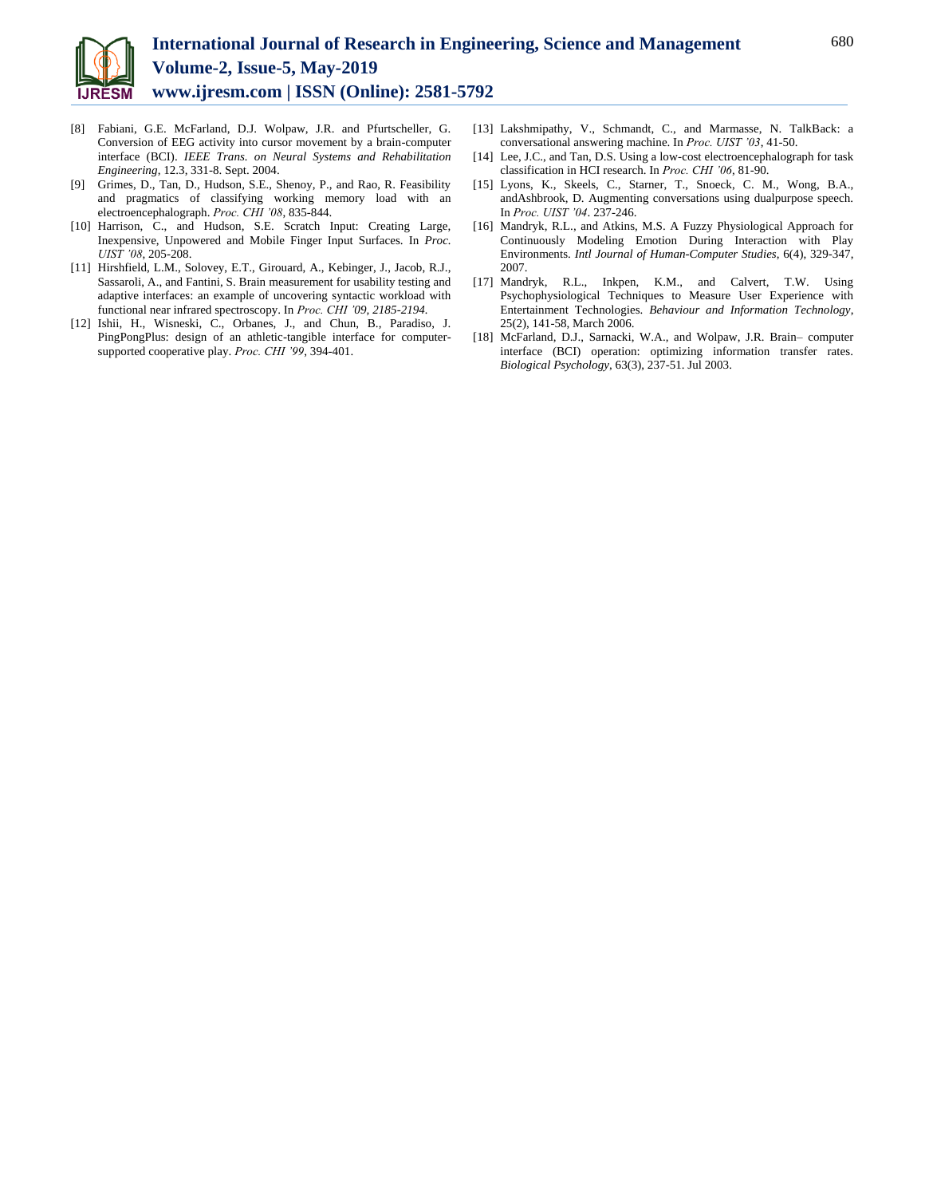[8] Fabiani, G.E. McFarland, D.J. Wolpaw, J.R. and Pfurtscheller, G. Conversion of EEG activity into cursor movement by a brain-computer interface (BCI). *IEEE Trans. on Neural Systems and Rehabilitation Engineering*, 12.3, 331-8. Sept. 2004.

[9] Grimes, D., Tan, D., Hudson, S.E., Shenoy, P., and Rao, R. Feasibility and pragmatics of classifying working memory load with an electroencephalograph. *Proc. CHI '08*, 835-844.

[10] Harrison, C., and Hudson, S.E. Scratch Input: Creating Large, Inexpensive, Unpowered and Mobile Finger Input Surfaces. In *Proc. UIST '08*, 205-208.

[11] Hirshfield, L.M., Solovey, E.T., Girouard, A., Kebinger, J., Jacob, R.J., Sassaroli, A., and Fantini, S. Brain measurement for usability testing and adaptive interfaces: an example of uncovering syntactic workload with functional near infrared spectroscopy. In *Proc. CHI '09, 2185-2194*.

[12] Ishii, H., Wisneski, C., Orbanes, J., and Chun, B., Paradiso, J. PingPongPlus: design of an athletic-tangible interface for computer-supported cooperative play. *Proc. CHI '99*, 394-401.

[13] Lakshmipathy, V., Schmandt, C., and Marmasse, N. TalkBack: a conversational answering machine. In *Proc. UIST '03*, 41-50.

[14] Lee, J.C., and Tan, D.S. Using a low-cost electroencephalograph for task classification in HCI research. In *Proc. CHI '06*, 81-90.

[15] Lyons, K., Skeels, C., Starner, T., Snoeck, C. M., Wong, B.A., andAshbrook, D. Augmenting conversations using dualpurpose speech. In *Proc. UIST '04*. 237-246.

[16] Mandryk, R.L., and Atkins, M.S. A Fuzzy Physiological Approach for Continuously Modeling Emotion During Interaction with Play Environments. *Intl Journal of Human-Computer Studies*, 6(4), 329-347, 2007.

[17] Mandryk, R.L., Inkpen, K.M., and Calvert, T.W. Using Psychophysiological Techniques to Measure User Experience with Entertainment Technologies. *Behaviour and Information Technology*, 25(2), 141-58, March 2006.

[18] McFarland, D.J., Sarnacki, W.A., and Wolpaw, J.R. Brain– computer interface (BCI) operation: optimizing information transfer rates. *Biological Psychology*, 63(3), 237-51. Jul 2003.